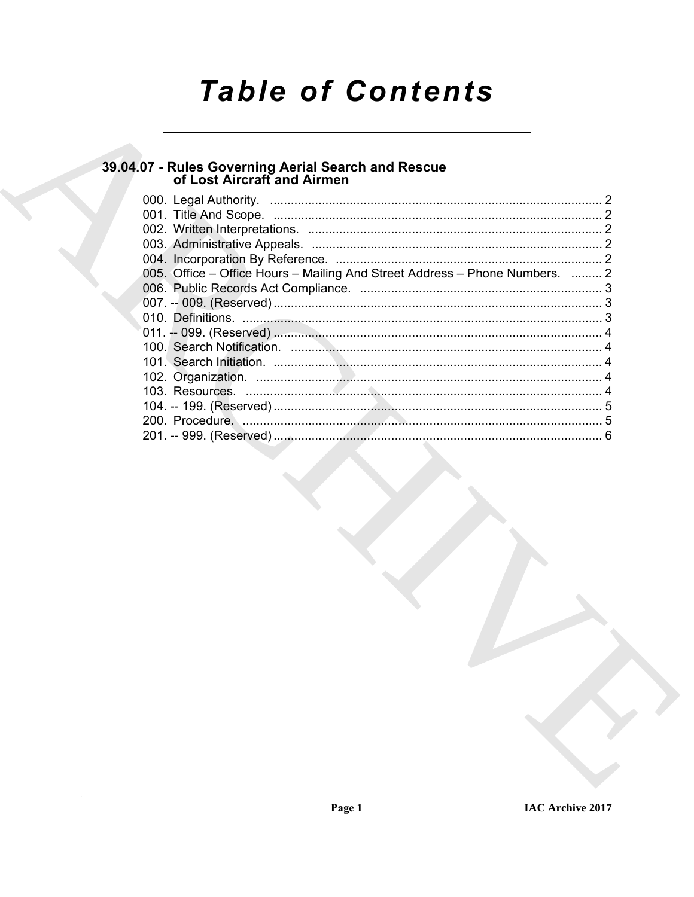# Table of Contents

## 39.04.07 - Rules Governing Aerial Search and Rescue of Lost Aircraft and Airmen

000. Legal Authority. ........................................................................................ 2
001. Title And Scope. ........................................................................................ 2
002. Written Interpretations. ............................................................................. 2
003. Administrative Appeals. ............................................................................ 2
004. Incorporation By Reference. ..................................................................... 2
005. Office – Office Hours – Mailing And Street Address – Phone Numbers. ......... 2
006. Public Records Act Compliance. ............................................................... 3
007. -- 009. (Reserved) ...................................................................................... 3
010. Definitions. ................................................................................................ 3
011. -- 099. (Reserved) ...................................................................................... 4
100. Search Notification. ................................................................................... 4
101. Search Initiation. ........................................................................................ 4
102. Organization. ............................................................................................. 4
103. Resources. ................................................................................................ 4
104. -- 199. (Reserved) ...................................................................................... 5
200. Procedure. ................................................................................................. 5
201. -- 999. (Reserved) ...................................................................................... 6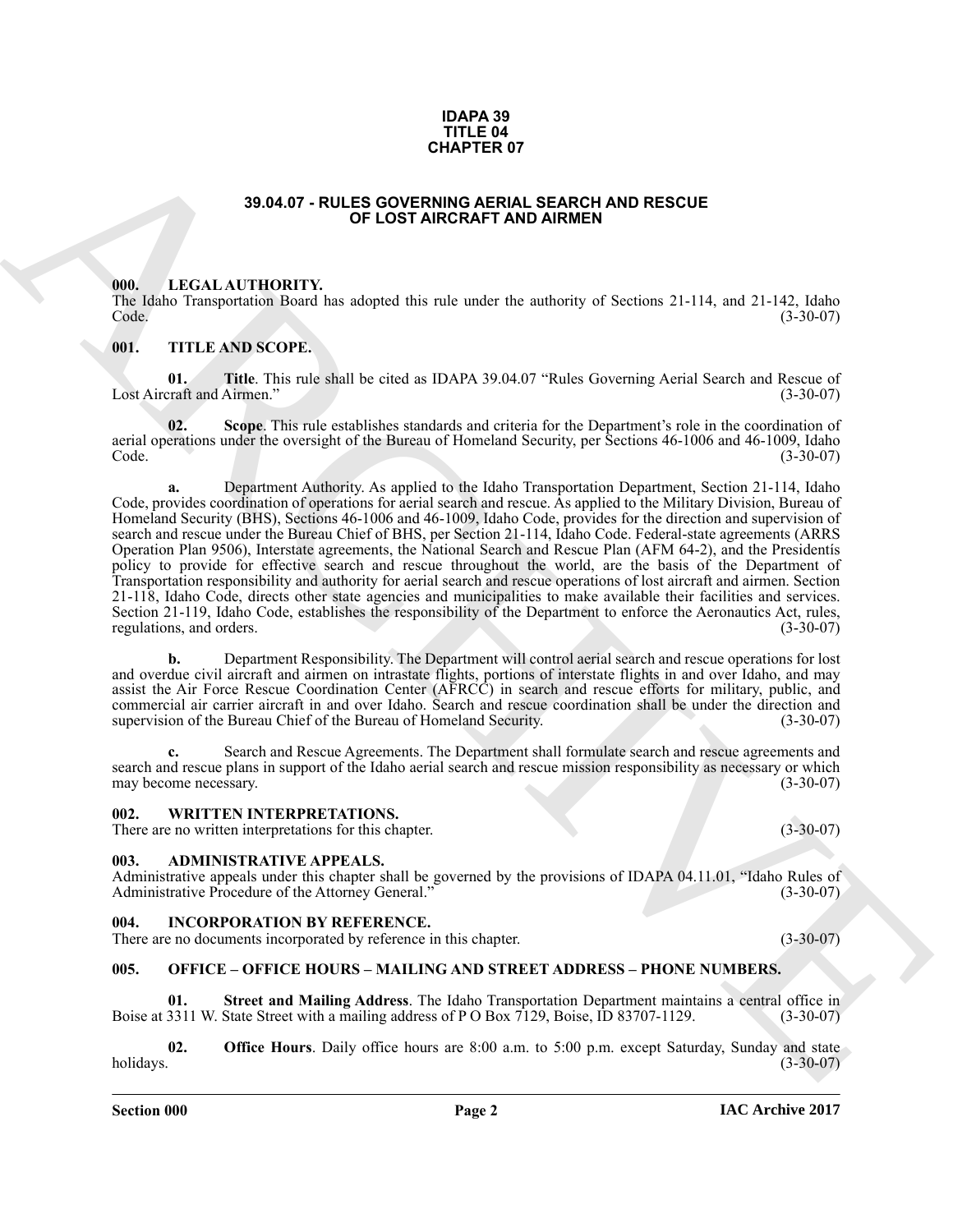**IDAPA 39**
**TITLE 04**
**CHAPTER 07**

# 39.04.07 - RULES GOVERNING AERIAL SEARCH AND RESCUE OF LOST AIRCRAFT AND AIRMEN

## 000. LEGAL AUTHORITY.

The Idaho Transportation Board has adopted this rule under the authority of Sections 21-114, and 21-142, Idaho Code. (3-30-07)

## 001. TITLE AND SCOPE.

**01. Title**. This rule shall be cited as IDAPA 39.04.07 "Rules Governing Aerial Search and Rescue of Lost Aircraft and Airmen." (3-30-07)

**02. Scope**. This rule establishes standards and criteria for the Department's role in the coordination of aerial operations under the oversight of the Bureau of Homeland Security, per Sections 46-1006 and 46-1009, Idaho Code. (3-30-07)

**a.** Department Authority. As applied to the Idaho Transportation Department, Section 21-114, Idaho Code, provides coordination of operations for aerial search and rescue. As applied to the Military Division, Bureau of Homeland Security (BHS), Sections 46-1006 and 46-1009, Idaho Code, provides for the direction and supervision of search and rescue under the Bureau Chief of BHS, per Section 21-114, Idaho Code. Federal-state agreements (ARRS Operation Plan 9506), Interstate agreements, the National Search and Rescue Plan (AFM 64-2), and the Presidentís policy to provide for effective search and rescue throughout the world, are the basis of the Department of Transportation responsibility and authority for aerial search and rescue operations of lost aircraft and airmen. Section 21-118, Idaho Code, directs other state agencies and municipalities to make available their facilities and services. Section 21-119, Idaho Code, establishes the responsibility of the Department to enforce the Aeronautics Act, rules, regulations, and orders. (3-30-07)

**b.** Department Responsibility. The Department will control aerial search and rescue operations for lost and overdue civil aircraft and airmen on intrastate flights, portions of interstate flights in and over Idaho, and may assist the Air Force Rescue Coordination Center (AFRCC) in search and rescue efforts for military, public, and commercial air carrier aircraft in and over Idaho. Search and rescue coordination shall be under the direction and supervision of the Bureau Chief of the Bureau of Homeland Security. (3-30-07)

**c.** Search and Rescue Agreements. The Department shall formulate search and rescue agreements and search and rescue plans in support of the Idaho aerial search and rescue mission responsibility as necessary or which may become necessary. (3-30-07)

## 002. WRITTEN INTERPRETATIONS.

There are no written interpretations for this chapter. (3-30-07)

## 003. ADMINISTRATIVE APPEALS.

Administrative appeals under this chapter shall be governed by the provisions of IDAPA 04.11.01, "Idaho Rules of Administrative Procedure of the Attorney General." (3-30-07)

## 004. INCORPORATION BY REFERENCE.

There are no documents incorporated by reference in this chapter. (3-30-07)

## 005. OFFICE – OFFICE HOURS – MAILING AND STREET ADDRESS – PHONE NUMBERS.

**01. Street and Mailing Address**. The Idaho Transportation Department maintains a central office in Boise at 3311 W. State Street with a mailing address of P O Box 7129, Boise, ID 83707-1129. (3-30-07)

**02. Office Hours**. Daily office hours are 8:00 a.m. to 5:00 p.m. except Saturday, Sunday and state holidays. (3-30-07)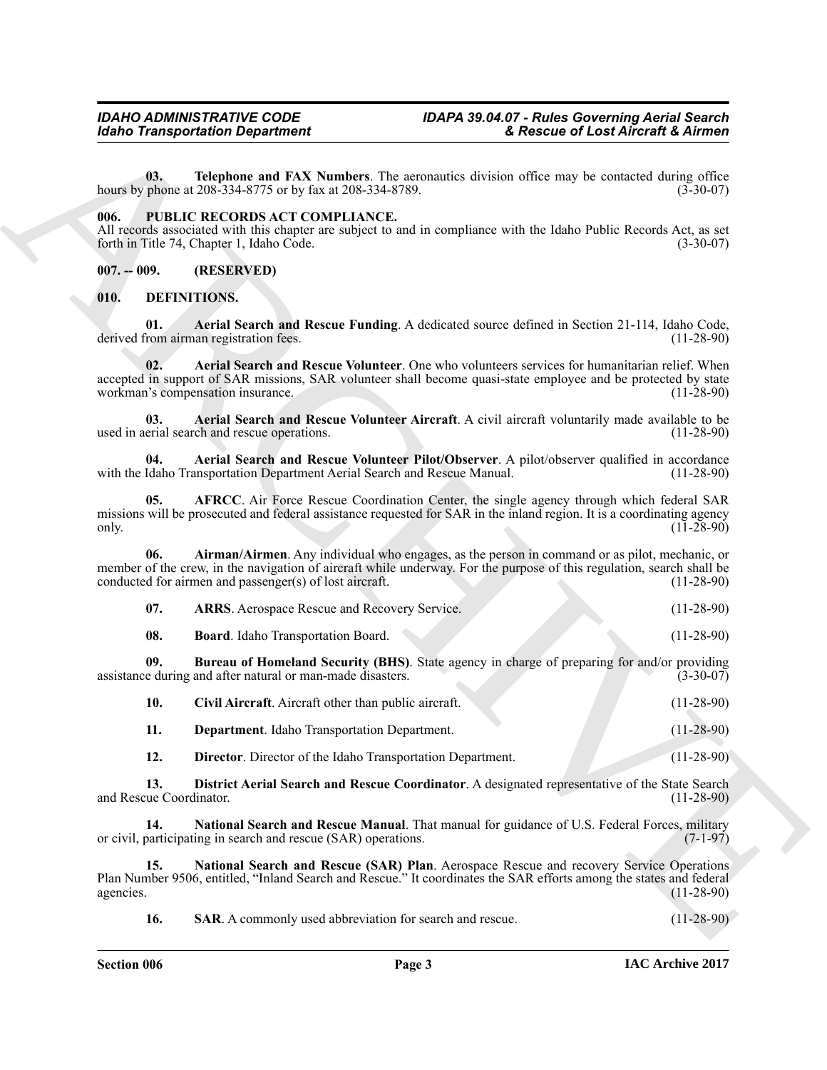**03. Telephone and FAX Numbers**. The aeronautics division office may be contacted during office hours by phone at 208-334-8775 or by fax at 208-334-8789. (3-30-07)

## 006. PUBLIC RECORDS ACT COMPLIANCE.

All records associated with this chapter are subject to and in compliance with the Idaho Public Records Act, as set forth in Title 74, Chapter 1, Idaho Code. (3-30-07)

## 007. -- 009. (RESERVED)

## 010. DEFINITIONS.

**01. Aerial Search and Rescue Funding**. A dedicated source defined in Section 21-114, Idaho Code, derived from airman registration fees. (11-28-90)

**02. Aerial Search and Rescue Volunteer**. One who volunteers services for humanitarian relief. When accepted in support of SAR missions, SAR volunteer shall become quasi-state employee and be protected by state workman's compensation insurance. (11-28-90)

**03. Aerial Search and Rescue Volunteer Aircraft**. A civil aircraft voluntarily made available to be used in aerial search and rescue operations. (11-28-90)

**04. Aerial Search and Rescue Volunteer Pilot/Observer**. A pilot/observer qualified in accordance with the Idaho Transportation Department Aerial Search and Rescue Manual. (11-28-90)

**05. AFRCC**. Air Force Rescue Coordination Center, the single agency through which federal SAR missions will be prosecuted and federal assistance requested for SAR in the inland region. It is a coordinating agency only. (11-28-90)

**06. Airman/Airmen**. Any individual who engages, as the person in command or as pilot, mechanic, or member of the crew, in the navigation of aircraft while underway. For the purpose of this regulation, search shall be conducted for airmen and passenger(s) of lost aircraft. (11-28-90)

**07. ARRS**. Aerospace Rescue and Recovery Service. (11-28-90)

**08. Board**. Idaho Transportation Board. (11-28-90)

**09. Bureau of Homeland Security (BHS)**. State agency in charge of preparing for and/or providing assistance during and after natural or man-made disasters. (3-30-07)

**10. Civil Aircraft**. Aircraft other than public aircraft. (11-28-90)

**11. Department**. Idaho Transportation Department. (11-28-90)

**12. Director**. Director of the Idaho Transportation Department. (11-28-90)

**13. District Aerial Search and Rescue Coordinator**. A designated representative of the State Search and Rescue Coordinator. (11-28-90)

**14. National Search and Rescue Manual**. That manual for guidance of U.S. Federal Forces, military or civil, participating in search and rescue (SAR) operations. (7-1-97)

**15. National Search and Rescue (SAR) Plan**. Aerospace Rescue and recovery Service Operations Plan Number 9506, entitled, "Inland Search and Rescue." It coordinates the SAR efforts among the states and federal agencies. (11-28-90)

**16. SAR**. A commonly used abbreviation for search and rescue. (11-28-90)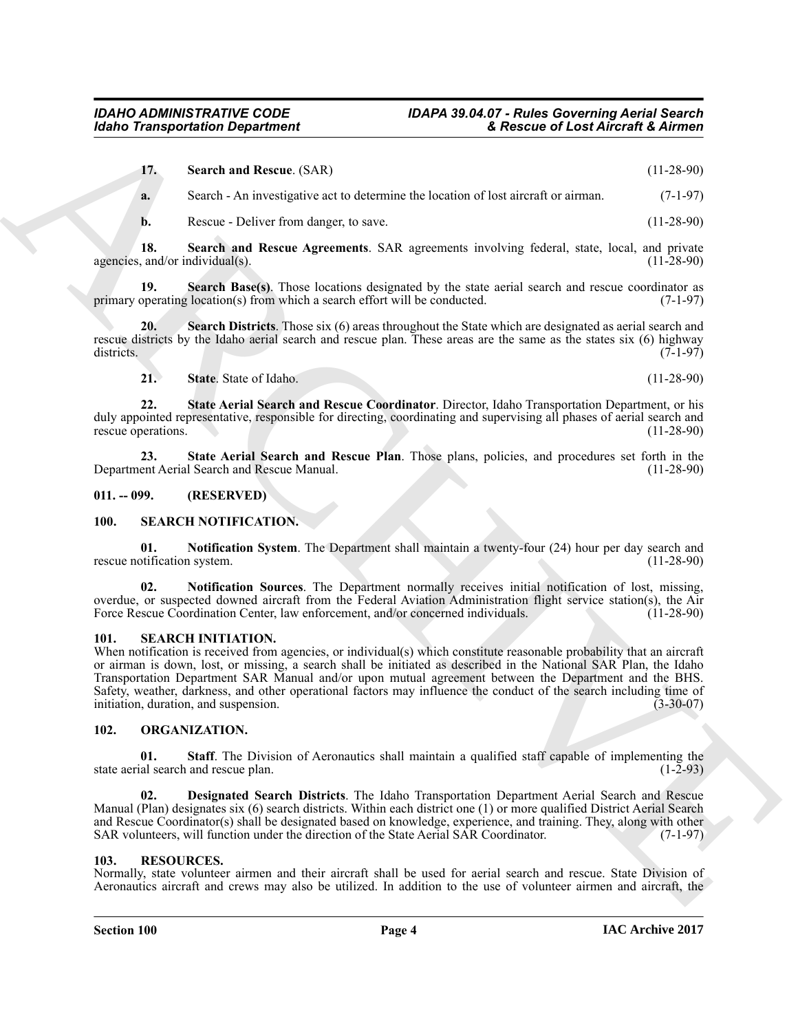**17. Search and Rescue**. (SAR) (11-28-90)

**a.** Search - An investigative act to determine the location of lost aircraft or airman. (7-1-97)

**b.** Rescue - Deliver from danger, to save. (11-28-90)

**18. Search and Rescue Agreements**. SAR agreements involving federal, state, local, and private agencies, and/or individual(s). (11-28-90)

**19. Search Base(s)**. Those locations designated by the state aerial search and rescue coordinator as primary operating location(s) from which a search effort will be conducted. (7-1-97)

**20. Search Districts**. Those six (6) areas throughout the State which are designated as aerial search and rescue districts by the Idaho aerial search and rescue plan. These areas are the same as the states six (6) highway districts. (7-1-97)

**21. State**. State of Idaho. (11-28-90)

**22. State Aerial Search and Rescue Coordinator**. Director, Idaho Transportation Department, or his duly appointed representative, responsible for directing, coordinating and supervising all phases of aerial search and rescue operations. (11-28-90)

**23. State Aerial Search and Rescue Plan**. Those plans, policies, and procedures set forth in the Department Aerial Search and Rescue Manual. (11-28-90)

## 011. -- 099. (RESERVED)

## 100. SEARCH NOTIFICATION.

**01. Notification System**. The Department shall maintain a twenty-four (24) hour per day search and rescue notification system. (11-28-90)

**02. Notification Sources**. The Department normally receives initial notification of lost, missing, overdue, or suspected downed aircraft from the Federal Aviation Administration flight service station(s), the Air Force Rescue Coordination Center, law enforcement, and/or concerned individuals. (11-28-90)

## 101. SEARCH INITIATION.

When notification is received from agencies, or individual(s) which constitute reasonable probability that an aircraft or airman is down, lost, or missing, a search shall be initiated as described in the National SAR Plan, the Idaho Transportation Department SAR Manual and/or upon mutual agreement between the Department and the BHS. Safety, weather, darkness, and other operational factors may influence the conduct of the search including time of initiation, duration, and suspension. (3-30-07)

## 102. ORGANIZATION.

**01. Staff**. The Division of Aeronautics shall maintain a qualified staff capable of implementing the state aerial search and rescue plan. (1-2-93)

**02. Designated Search Districts**. The Idaho Transportation Department Aerial Search and Rescue Manual (Plan) designates six (6) search districts. Within each district one (1) or more qualified District Aerial Search and Rescue Coordinator(s) shall be designated based on knowledge, experience, and training. They, along with other SAR volunteers, will function under the direction of the State Aerial SAR Coordinator. (7-1-97)

## 103. RESOURCES.

Normally, state volunteer airmen and their aircraft shall be used for aerial search and rescue. State Division of Aeronautics aircraft and crews may also be utilized. In addition to the use of volunteer airmen and aircraft, the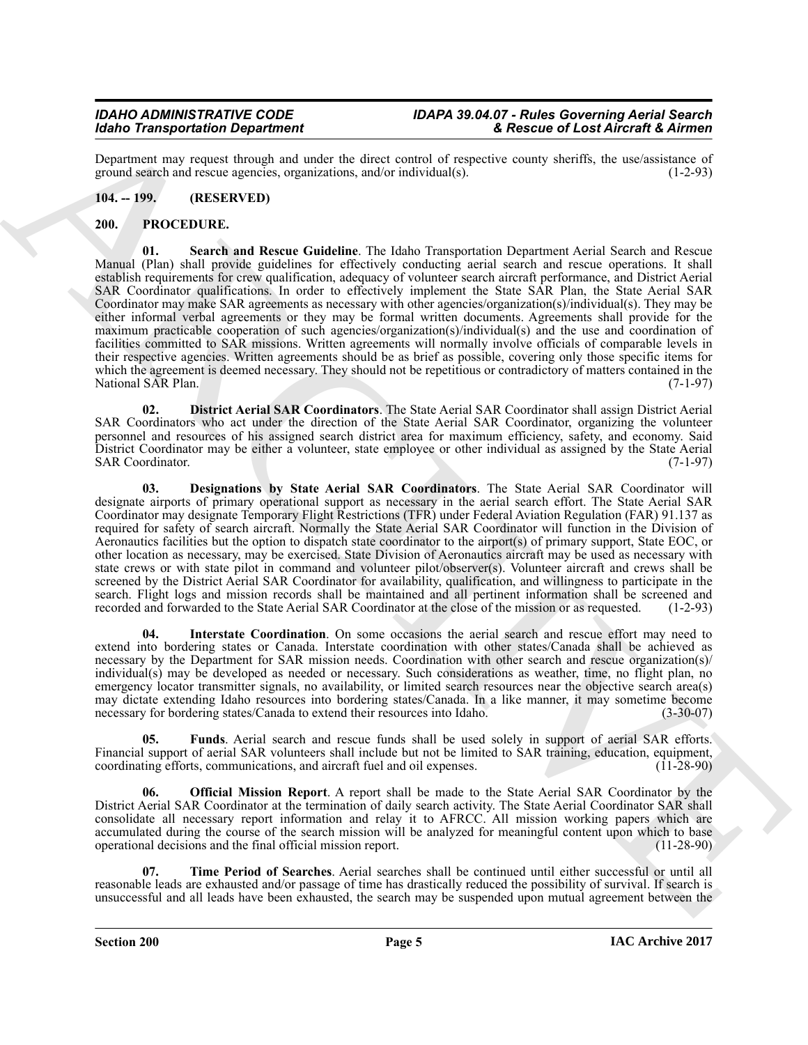Department may request through and under the direct control of respective county sheriffs, the use/assistance of ground search and rescue agencies, organizations, and/or individual(s). (1-2-93)

## 104. -- 199. (RESERVED)

## 200. PROCEDURE.

**01. Search and Rescue Guideline**. The Idaho Transportation Department Aerial Search and Rescue Manual (Plan) shall provide guidelines for effectively conducting aerial search and rescue operations. It shall establish requirements for crew qualification, adequacy of volunteer search aircraft performance, and District Aerial SAR Coordinator qualifications. In order to effectively implement the State SAR Plan, the State Aerial SAR Coordinator may make SAR agreements as necessary with other agencies/organization(s)/individual(s). They may be either informal verbal agreements or they may be formal written documents. Agreements shall provide for the maximum practicable cooperation of such agencies/organization(s)/individual(s) and the use and coordination of facilities committed to SAR missions. Written agreements will normally involve officials of comparable levels in their respective agencies. Written agreements should be as brief as possible, covering only those specific items for which the agreement is deemed necessary. They should not be repetitious or contradictory of matters contained in the National SAR Plan. (7-1-97)

**02. District Aerial SAR Coordinators**. The State Aerial SAR Coordinator shall assign District Aerial SAR Coordinators who act under the direction of the State Aerial SAR Coordinator, organizing the volunteer personnel and resources of his assigned search district area for maximum efficiency, safety, and economy. Said District Coordinator may be either a volunteer, state employee or other individual as assigned by the State Aerial SAR Coordinator. (7-1-97)

**03. Designations by State Aerial SAR Coordinators**. The State Aerial SAR Coordinator will designate airports of primary operational support as necessary in the aerial search effort. The State Aerial SAR Coordinator may designate Temporary Flight Restrictions (TFR) under Federal Aviation Regulation (FAR) 91.137 as required for safety of search aircraft. Normally the State Aerial SAR Coordinator will function in the Division of Aeronautics facilities but the option to dispatch state coordinator to the airport(s) of primary support, State EOC, or other location as necessary, may be exercised. State Division of Aeronautics aircraft may be used as necessary with state crews or with state pilot in command and volunteer pilot/observer(s). Volunteer aircraft and crews shall be screened by the District Aerial SAR Coordinator for availability, qualification, and willingness to participate in the search. Flight logs and mission records shall be maintained and all pertinent information shall be screened and recorded and forwarded to the State Aerial SAR Coordinator at the close of the mission or as requested. (1-2-93)

**04. Interstate Coordination**. On some occasions the aerial search and rescue effort may need to extend into bordering states or Canada. Interstate coordination with other states/Canada shall be achieved as necessary by the Department for SAR mission needs. Coordination with other search and rescue organization(s)/ individual(s) may be developed as needed or necessary. Such considerations as weather, time, no flight plan, no emergency locator transmitter signals, no availability, or limited search resources near the objective search area(s) may dictate extending Idaho resources into bordering states/Canada. In a like manner, it may sometime become necessary for bordering states/Canada to extend their resources into Idaho. (3-30-07)

**05. Funds**. Aerial search and rescue funds shall be used solely in support of aerial SAR efforts. Financial support of aerial SAR volunteers shall include but not be limited to SAR training, education, equipment, coordinating efforts, communications, and aircraft fuel and oil expenses. (11-28-90)

**06. Official Mission Report**. A report shall be made to the State Aerial SAR Coordinator by the District Aerial SAR Coordinator at the termination of daily search activity. The State Aerial Coordinator SAR shall consolidate all necessary report information and relay it to AFRCC. All mission working papers which are accumulated during the course of the search mission will be analyzed for meaningful content upon which to base operational decisions and the final official mission report. (11-28-90)

**07. Time Period of Searches**. Aerial searches shall be continued until either successful or until all reasonable leads are exhausted and/or passage of time has drastically reduced the possibility of survival. If search is unsuccessful and all leads have been exhausted, the search may be suspended upon mutual agreement between the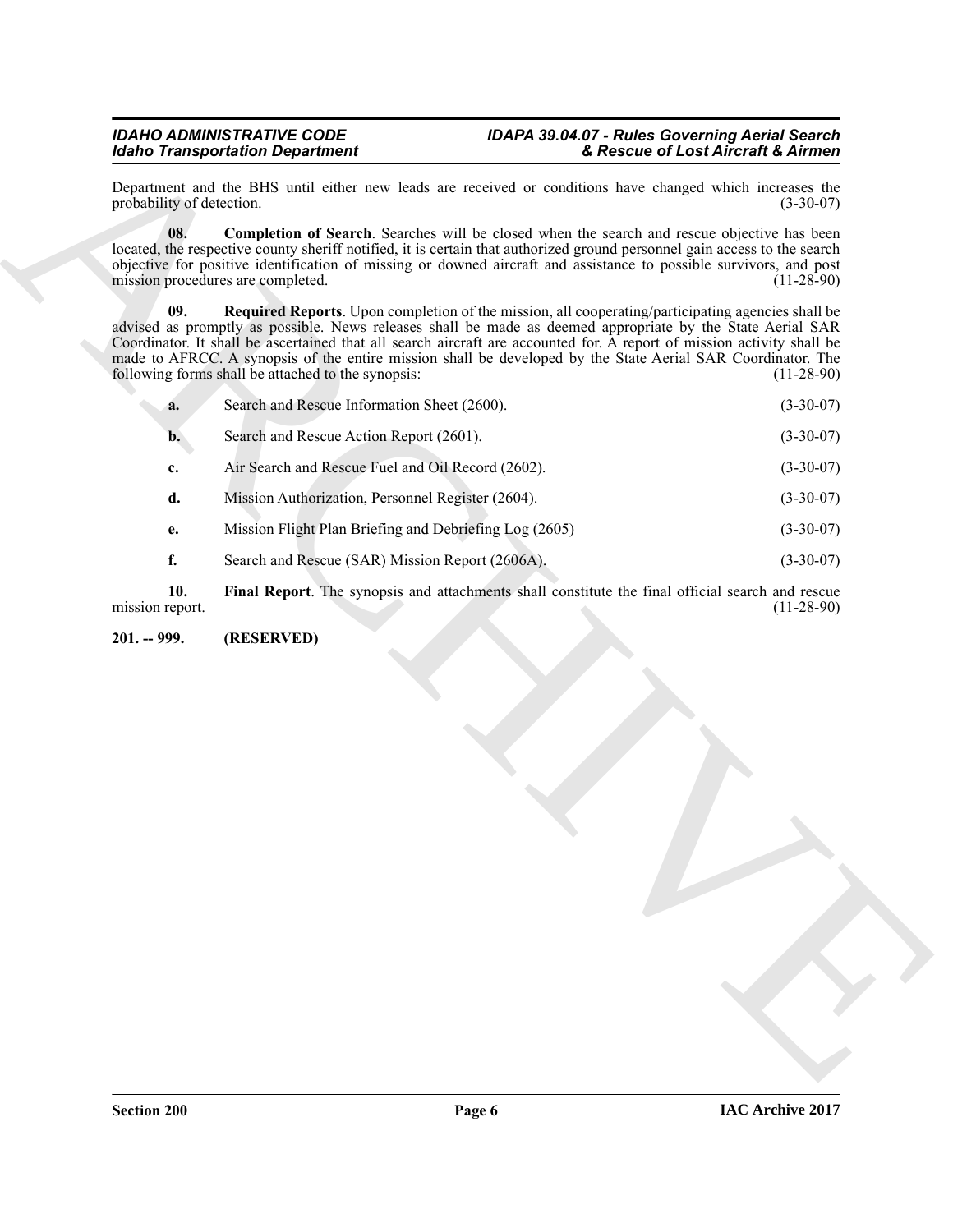Department and the BHS until either new leads are received or conditions have changed which increases the probability of detection. (3-30-07)

**08. Completion of Search**. Searches will be closed when the search and rescue objective has been located, the respective county sheriff notified, it is certain that authorized ground personnel gain access to the search objective for positive identification of missing or downed aircraft and assistance to possible survivors, and post mission procedures are completed. (11-28-90)

**09. Required Reports**. Upon completion of the mission, all cooperating/participating agencies shall be advised as promptly as possible. News releases shall be made as deemed appropriate by the State Aerial SAR Coordinator. It shall be ascertained that all search aircraft are accounted for. A report of mission activity shall be made to AFRCC. A synopsis of the entire mission shall be developed by the State Aerial SAR Coordinator. The following forms shall be attached to the synopsis: (11-28-90)

**a.** Search and Rescue Information Sheet (2600). (3-30-07)

**b.** Search and Rescue Action Report (2601). (3-30-07)

**c.** Air Search and Rescue Fuel and Oil Record (2602). (3-30-07)

**d.** Mission Authorization, Personnel Register (2604). (3-30-07)

**e.** Mission Flight Plan Briefing and Debriefing Log (2605) (3-30-07)

**f.** Search and Rescue (SAR) Mission Report (2606A). (3-30-07)

**10. Final Report**. The synopsis and attachments shall constitute the final official search and rescue mission report. (11-28-90)

**201. -- 999. (RESERVED)**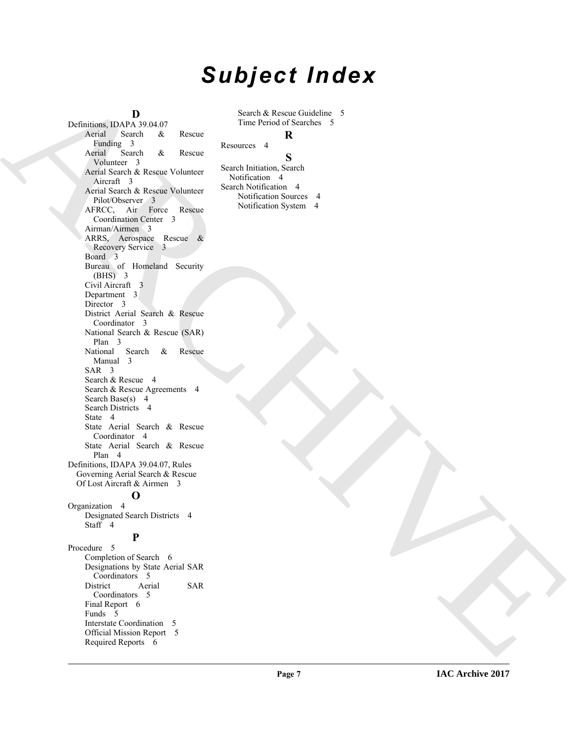# *Subject Index*

**D**

Definitions, IDAPA 39.04.07
- Aerial Search & Rescue Funding 3
- Aerial Search & Rescue Volunteer 3
- Aerial Search & Rescue Volunteer Aircraft 3
- Aerial Search & Rescue Volunteer Pilot/Observer 3
- AFRCC, Air Force Rescue Coordination Center 3
- Airman/Airmen 3
- ARRS, Aerospace Rescue & Recovery Service 3
- Board 3
- Bureau of Homeland Security (BHS) 3
- Civil Aircraft 3
- Department 3
- Director 3
- District Aerial Search & Rescue Coordinator 3
- National Search & Rescue (SAR) Plan 3
- National Search & Rescue Manual 3
- SAR 3
- Search & Rescue 4
- Search & Rescue Agreements 4
- Search Base(s) 4
- Search Districts 4
- State 4
- State Aerial Search & Rescue Coordinator 4
- State Aerial Search & Rescue Plan 4

Definitions, IDAPA 39.04.07, Rules Governing Aerial Search & Rescue Of Lost Aircraft & Airmen 3

**O**

Organization 4
- Designated Search Districts 4
- Staff 4

**P**

Procedure 5
- Completion of Search 6
- Designations by State Aerial SAR Coordinators 5
- District Aerial SAR Coordinators 5
- Final Report 6
- Funds 5
- Interstate Coordination 5
- Official Mission Report 5
- Required Reports 6
- Search & Rescue Guideline 5
- Time Period of Searches 5

**R**

Resources 4

**S**

Search Initiation, Search Notification 4

Search Notification 4
- Notification Sources 4
- Notification System 4